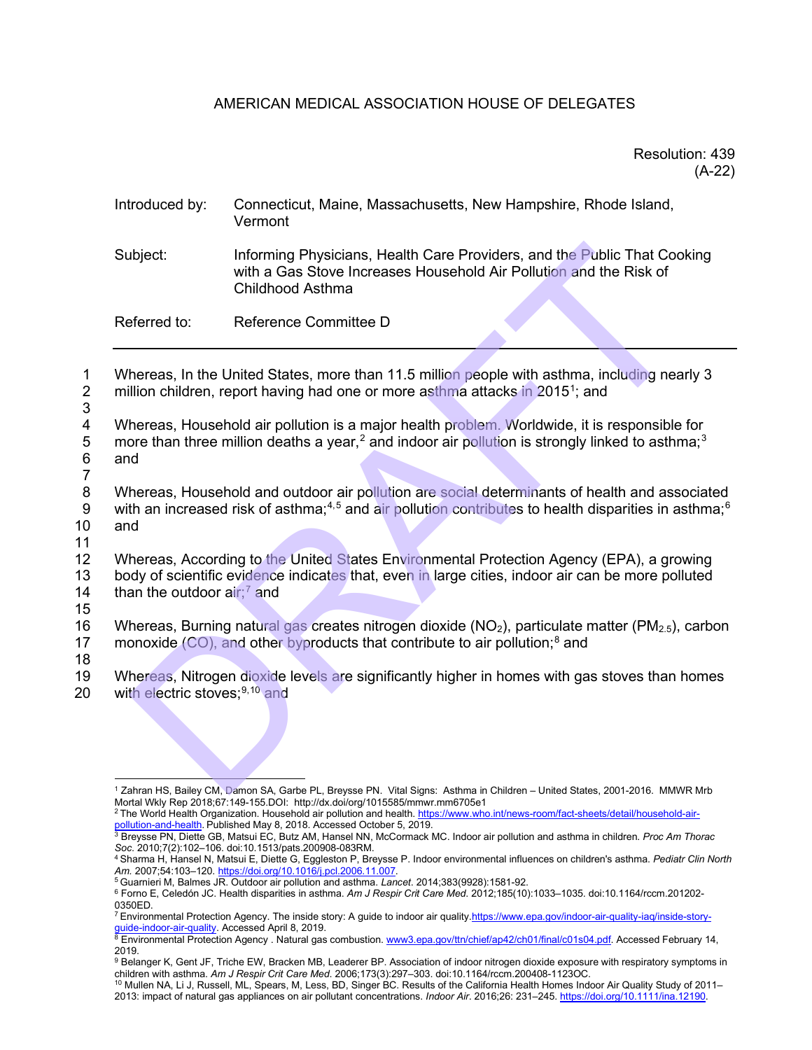AMERICAN MEDICAL ASSOCIATION HOUSE OF DELEGATES

Resolution: 439
(A-22)

Introduced by: Connecticut, Maine, Massachusetts, New Hampshire, Rhode Island, Vermont

Subject: Informing Physicians, Health Care Providers, and the Public That Cooking with a Gas Stove Increases Household Air Pollution and the Risk of Childhood Asthma

Referred to: Reference Committee D

---

Whereas, In the United States, more than 11.5 million people with asthma, including nearly 3 million children, report having had one or more asthma attacks in 2015[1]; and

Whereas, Household air pollution is a major health problem. Worldwide, it is responsible for more than three million deaths a year,[2] and indoor air pollution is strongly linked to asthma;[3] and

Whereas, Household and outdoor air pollution are social determinants of health and associated with an increased risk of asthma;[4,5] and air pollution contributes to health disparities in asthma;[6] and

Whereas, According to the United States Environmental Protection Agency (EPA), a growing body of scientific evidence indicates that, even in large cities, indoor air can be more polluted than the outdoor air;[7] and

Whereas, Burning natural gas creates nitrogen dioxide ($NO_2$), particulate matter ($PM_{2.5}$), carbon monoxide (CO), and other byproducts that contribute to air pollution;[8] and

Whereas, Nitrogen dioxide levels are significantly higher in homes with gas stoves than homes with electric stoves;[9,10] and

---

[1] Zahran HS, Bailey CM, Damon SA, Garbe PL, Breysse PN. Vital Signs: Asthma in Children – United States, 2001-2016. MMWR Mrb Mortal Wkly Rep 2018;67:149-155.DOI: http://dx.doi/org/1015585/mmwr.mm6705e1

[2] The World Health Organization. Household air pollution and health. https://www.who.int/news-room/fact-sheets/detail/household-air-pollution-and-health. Published May 8, 2018. Accessed October 5, 2019.

[3] Breysse PN, Diette GB, Matsui EC, Butz AM, Hansel NN, McCormack MC. Indoor air pollution and asthma in children. *Proc Am Thorac Soc*. 2010;7(2):102–106. doi:10.1513/pats.200908-083RM.

[4] Sharma H, Hansel N, Matsui E, Diette G, Eggleston P, Breysse P. Indoor environmental influences on children's asthma. *Pediatr Clin North Am*. 2007;54:103–120. https://doi.org/10.1016/j.pcl.2006.11.007.

[5] Guarnieri M, Balmes JR. Outdoor air pollution and asthma. *Lancet*. 2014;383(9928):1581-92.

[6] Forno E, Celedón JC. Health disparities in asthma. *Am J Respir Crit Care Med*. 2012;185(10):1033–1035. doi:10.1164/rccm.201202-0350ED.

[7] Environmental Protection Agency. The inside story: A guide to indoor air quality.https://www.epa.gov/indoor-air-quality-iaq/inside-story-guide-indoor-air-quality. Accessed April 8, 2019.

[8] Environmental Protection Agency . Natural gas combustion. www3.epa.gov/ttn/chief/ap42/ch01/final/c01s04.pdf. Accessed February 14, 2019.

[9] Belanger K, Gent JF, Triche EW, Bracken MB, Leaderer BP. Association of indoor nitrogen dioxide exposure with respiratory symptoms in children with asthma. *Am J Respir Crit Care Med*. 2006;173(3):297–303. doi:10.1164/rccm.200408-1123OC.

[10] Mullen NA, Li J, Russell, ML, Spears, M, Less, BD, Singer BC. Results of the California Health Homes Indoor Air Quality Study of 2011–2013: impact of natural gas appliances on air pollutant concentrations. *Indoor Air*. 2016;26: 231–245. https://doi.org/10.1111/ina.12190.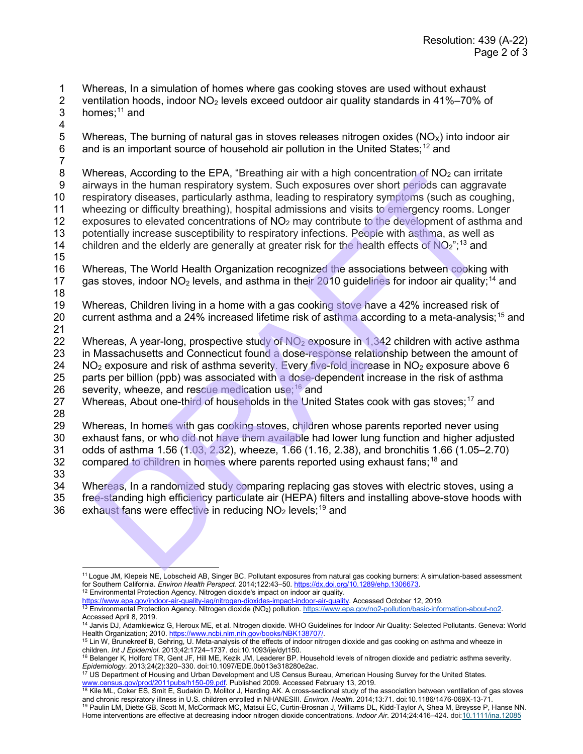Whereas, In a simulation of homes where gas cooking stoves are used without exhaust ventilation hoods, indoor $NO_2$ levels exceed outdoor air quality standards in 41%–70% of homes;[11] and

Whereas, The burning of natural gas in stoves releases nitrogen oxides ($NO_X$) into indoor air and is an important source of household air pollution in the United States;[12] and

Whereas, According to the EPA, "Breathing air with a high concentration of $NO_2$ can irritate airways in the human respiratory system. Such exposures over short periods can aggravate respiratory diseases, particularly asthma, leading to respiratory symptoms (such as coughing, wheezing or difficulty breathing), hospital admissions and visits to emergency rooms. Longer exposures to elevated concentrations of $NO_2$ may contribute to the development of asthma and potentially increase susceptibility to respiratory infections. People with asthma, as well as children and the elderly are generally at greater risk for the health effects of $NO_2$";[13] and

Whereas, The World Health Organization recognized the associations between cooking with gas stoves, indoor $NO_2$ levels, and asthma in their 2010 guidelines for indoor air quality;[14] and

Whereas, Children living in a home with a gas cooking stove have a 42% increased risk of current asthma and a 24% increased lifetime risk of asthma according to a meta-analysis;[15] and

Whereas, A year-long, prospective study of $NO_2$ exposure in 1,342 children with active asthma in Massachusetts and Connecticut found a dose-response relationship between the amount of $NO_2$ exposure and risk of asthma severity. Every five-fold increase in $NO_2$ exposure above 6 parts per billion (ppb) was associated with a dose-dependent increase in the risk of asthma severity, wheeze, and rescue medication use;[16] and

Whereas, About one-third of households in the United States cook with gas stoves;[17] and

Whereas, In homes with gas cooking stoves, children whose parents reported never using exhaust fans, or who did not have them available had lower lung function and higher adjusted odds of asthma 1.56 (1.03, 2.32), wheeze, 1.66 (1.16, 2.38), and bronchitis 1.66 (1.05–2.70) compared to children in homes where parents reported using exhaust fans;[18] and

Whereas, In a randomized study comparing replacing gas stoves with electric stoves, using a free-standing high efficiency particulate air (HEPA) filters and installing above-stove hoods with exhaust fans were effective in reducing $NO_2$ levels;[19] and

---

[11] Logue JM, Klepeis NE, Lobscheid AB, Singer BC. Pollutant exposures from natural gas cooking burners: A simulation-based assessment for Southern California. *Environ Health Perspect*. 2014;122:43–50. https://dx.doi.org/10.1289/ehp.1306673.

[12] Environmental Protection Agency. Nitrogen dioxide's impact on indoor air quality. https://www.epa.gov/indoor-air-quality-iaq/nitrogen-dioxides-impact-indoor-air-quality. Accessed October 12, 2019.

[13] Environmental Protection Agency. Nitrogen dioxide ($NO_2$) pollution. https://www.epa.gov/no2-pollution/basic-information-about-no2. Accessed April 8, 2019.

[14] Jarvis DJ, Adamkiewicz G, Heroux ME, et al. Nitrogen dioxide. WHO Guidelines for Indoor Air Quality: Selected Pollutants. Geneva: World Health Organization; 2010. https://www.ncbi.nlm.nih.gov/books/NBK138707/.

[15] Lin W, Brunekreef B, Gehring, U. Meta-analysis of the effects of indoor nitrogen dioxide and gas cooking on asthma and wheeze in children. *Int J Epidemiol*. 2013;42:1724–1737. doi:10.1093/ije/dyt150.

[16] Belanger K, Holford TR, Gent JF, Hill ME, Kezik JM, Leaderer BP. Household levels of nitrogen dioxide and pediatric asthma severity. *Epidemiology.* 2013;24(2):320–330. doi:10.1097/EDE.0b013e318280e2ac.

[17] US Department of Housing and Urban Development and US Census Bureau, American Housing Survey for the United States. www.census.gov/prod/2011pubs/h150-09.pdf. Published 2009. Accessed February 13, 2019.

[18] Kile ML, Coker ES, Smit E, Sudakin D, Molitor J, Harding AK. A cross-sectional study of the association between ventilation of gas stoves and chronic respiratory illness in U.S. children enrolled in NHANESIII. *Environ. Health.* 2014;13:71. doi:10.1186/1476-069X-13-71.

[19] Paulin LM, Diette GB, Scott M, McCormack MC, Matsui EC, Curtin-Brosnan J, Williams DL, Kidd-Taylor A, Shea M, Breysse P, Hanse NN. Home interventions are effective at decreasing indoor nitrogen dioxide concentrations. *Indoor Air.* 2014;24:416–424. doi:10.1111/ina.12085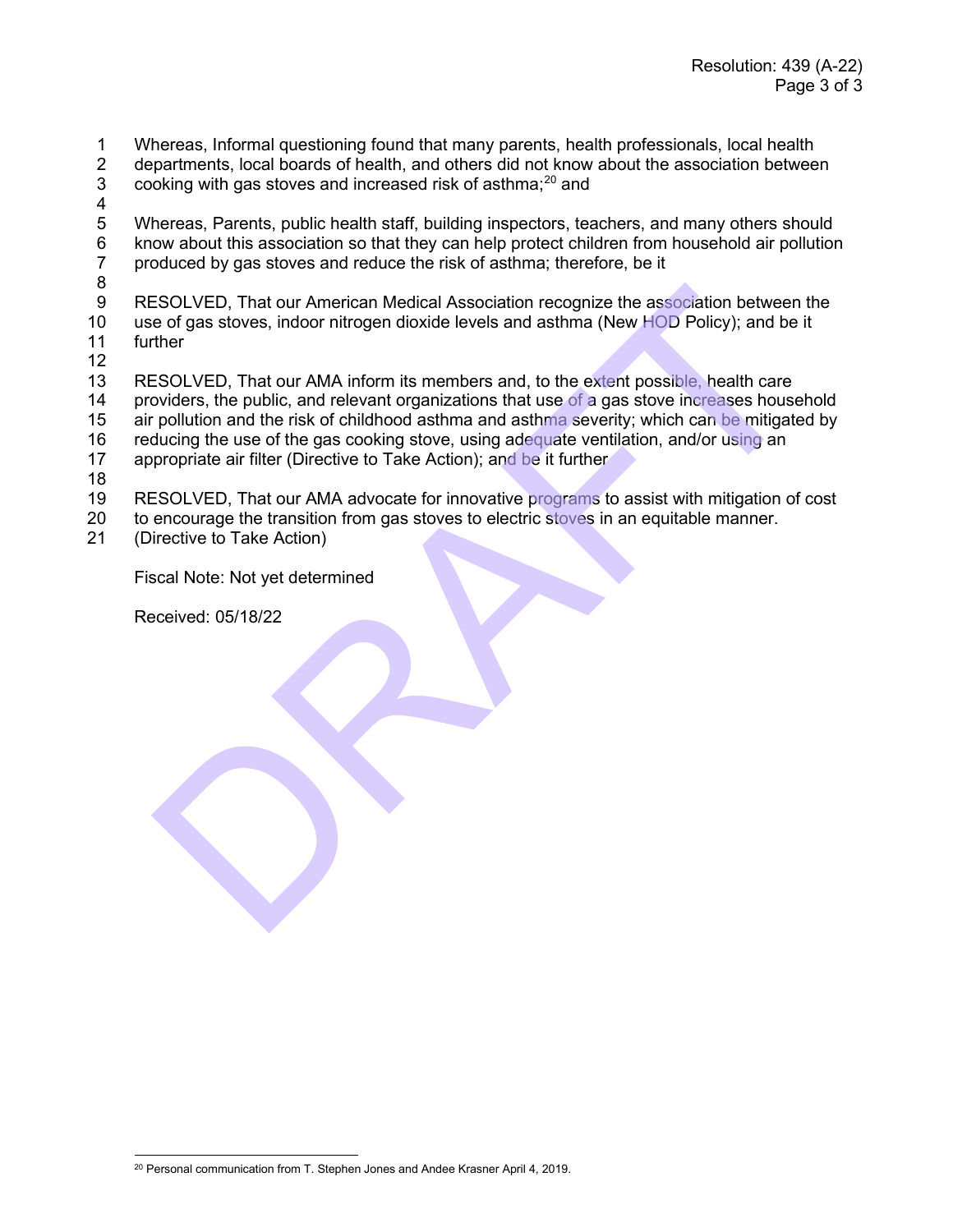Whereas, Informal questioning found that many parents, health professionals, local health departments, local boards of health, and others did not know about the association between cooking with gas stoves and increased risk of asthma;[20] and

Whereas, Parents, public health staff, building inspectors, teachers, and many others should know about this association so that they can help protect children from household air pollution produced by gas stoves and reduce the risk of asthma; therefore, be it

RESOLVED, That our American Medical Association recognize the association between the use of gas stoves, indoor nitrogen dioxide levels and asthma (New HOD Policy); and be it further

RESOLVED, That our AMA inform its members and, to the extent possible, health care providers, the public, and relevant organizations that use of a gas stove increases household air pollution and the risk of childhood asthma and asthma severity; which can be mitigated by reducing the use of the gas cooking stove, using adequate ventilation, and/or using an appropriate air filter (Directive to Take Action); and be it further

RESOLVED, That our AMA advocate for innovative programs to assist with mitigation of cost to encourage the transition from gas stoves to electric stoves in an equitable manner. (Directive to Take Action)

Fiscal Note: Not yet determined

Received: 05/18/22

---

[20] Personal communication from T. Stephen Jones and Andee Krasner April 4, 2019.